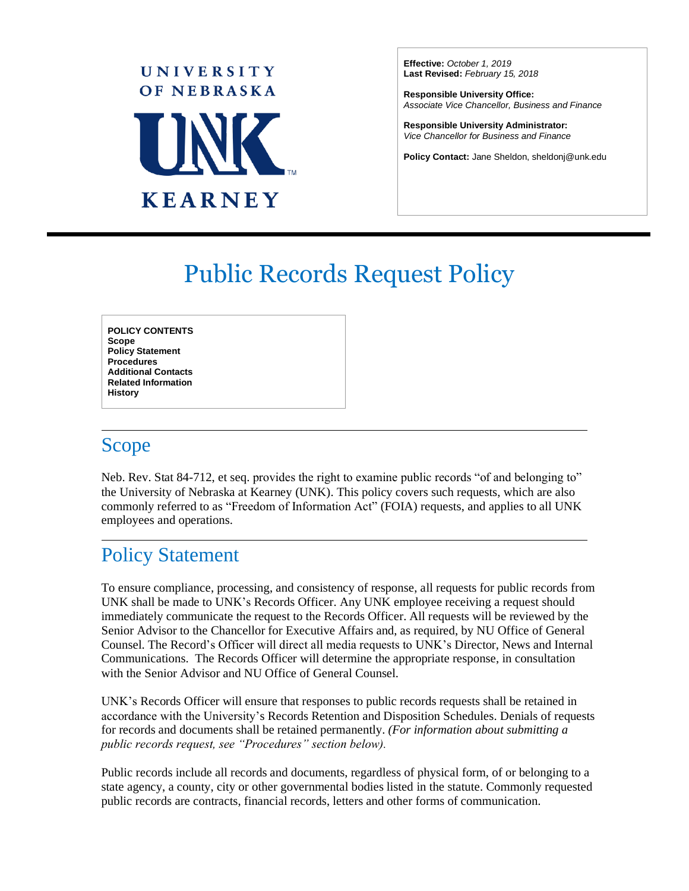UNIVERSITY OF NEBRASKA

UNK

KEARNEY

**Effective:** *October 1, 2019*
**Last Revised:** *February 15, 2018*

**Responsible University Office:**
*Associate Vice Chancellor, Business and Finance*

**Responsible University Administrator:**
*Vice Chancellor for Business and Finance*

**Policy Contact:** Jane Sheldon, sheldonj@unk.edu

# Public Records Request Policy

**POLICY CONTENTS**
**Scope**
**Policy Statement**
**Procedures**
**Additional Contacts**
**Related Information**
**History**

## Scope

Neb. Rev. Stat 84-712, et seq. provides the right to examine public records "of and belonging to" the University of Nebraska at Kearney (UNK). This policy covers such requests, which are also commonly referred to as "Freedom of Information Act" (FOIA) requests, and applies to all UNK employees and operations.

## Policy Statement

To ensure compliance, processing, and consistency of response, all requests for public records from UNK shall be made to UNK's Records Officer. Any UNK employee receiving a request should immediately communicate the request to the Records Officer. All requests will be reviewed by the Senior Advisor to the Chancellor for Executive Affairs and, as required, by NU Office of General Counsel. The Record's Officer will direct all media requests to UNK's Director, News and Internal Communications. The Records Officer will determine the appropriate response, in consultation with the Senior Advisor and NU Office of General Counsel.

UNK's Records Officer will ensure that responses to public records requests shall be retained in accordance with the University's Records Retention and Disposition Schedules. Denials of requests for records and documents shall be retained permanently. *(For information about submitting a public records request, see "Procedures" section below).*

Public records include all records and documents, regardless of physical form, of or belonging to a state agency, a county, city or other governmental bodies listed in the statute. Commonly requested public records are contracts, financial records, letters and other forms of communication.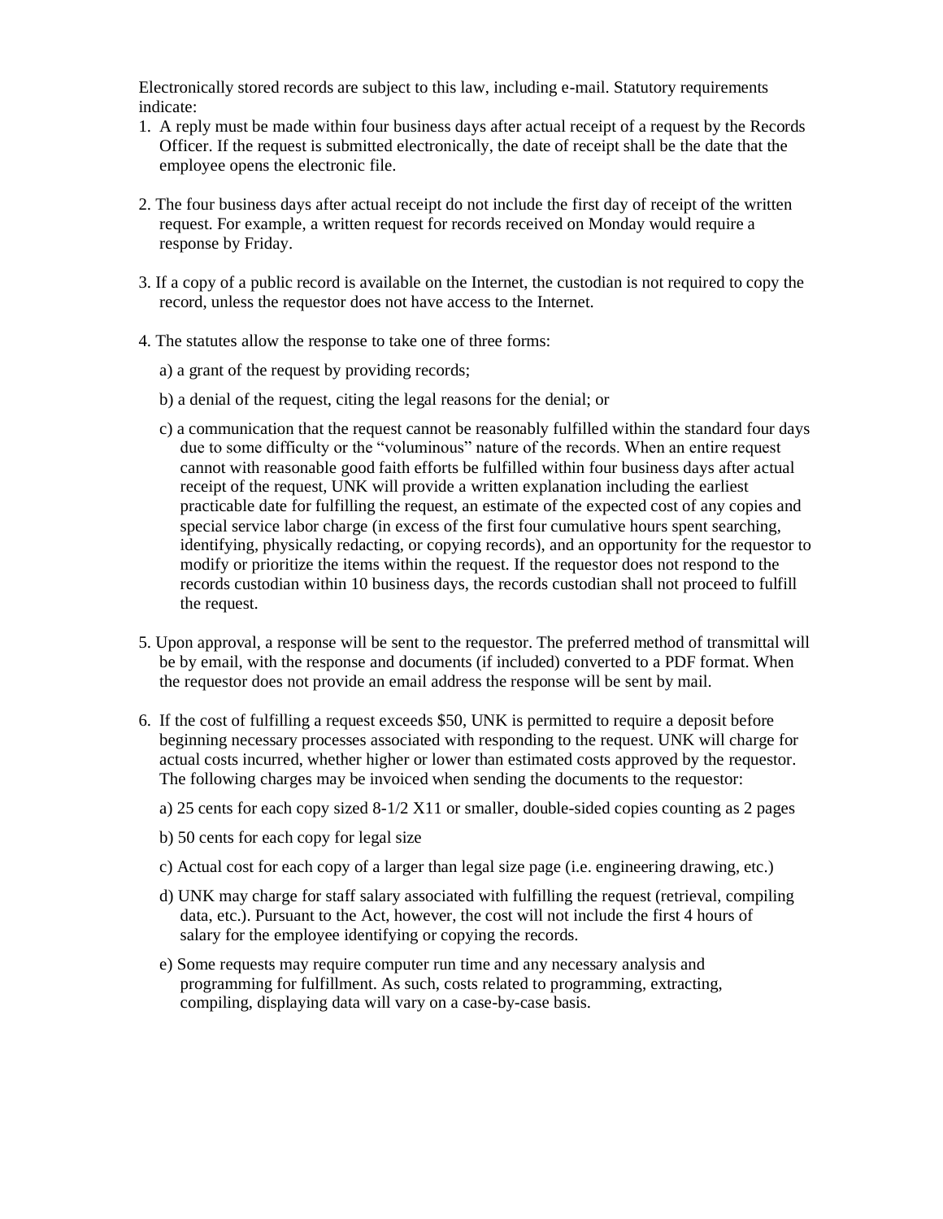Electronically stored records are subject to this law, including e-mail. Statutory requirements indicate:

1. A reply must be made within four business days after actual receipt of a request by the Records Officer. If the request is submitted electronically, the date of receipt shall be the date that the employee opens the electronic file.

2. The four business days after actual receipt do not include the first day of receipt of the written request. For example, a written request for records received on Monday would require a response by Friday.

3. If a copy of a public record is available on the Internet, the custodian is not required to copy the record, unless the requestor does not have access to the Internet.

4. The statutes allow the response to take one of three forms:

   a) a grant of the request by providing records;

   b) a denial of the request, citing the legal reasons for the denial; or

   c) a communication that the request cannot be reasonably fulfilled within the standard four days due to some difficulty or the "voluminous" nature of the records. When an entire request cannot with reasonable good faith efforts be fulfilled within four business days after actual receipt of the request, UNK will provide a written explanation including the earliest practicable date for fulfilling the request, an estimate of the expected cost of any copies and special service labor charge (in excess of the first four cumulative hours spent searching, identifying, physically redacting, or copying records), and an opportunity for the requestor to modify or prioritize the items within the request. If the requestor does not respond to the records custodian within 10 business days, the records custodian shall not proceed to fulfill the request.

5. Upon approval, a response will be sent to the requestor. The preferred method of transmittal will be by email, with the response and documents (if included) converted to a PDF format. When the requestor does not provide an email address the response will be sent by mail.

6. If the cost of fulfilling a request exceeds $50, UNK is permitted to require a deposit before beginning necessary processes associated with responding to the request. UNK will charge for actual costs incurred, whether higher or lower than estimated costs approved by the requestor. The following charges may be invoiced when sending the documents to the requestor:

   a) 25 cents for each copy sized 8-1/2 X11 or smaller, double-sided copies counting as 2 pages

   b) 50 cents for each copy for legal size

   c) Actual cost for each copy of a larger than legal size page (i.e. engineering drawing, etc.)

   d) UNK may charge for staff salary associated with fulfilling the request (retrieval, compiling data, etc.). Pursuant to the Act, however, the cost will not include the first 4 hours of salary for the employee identifying or copying the records.

   e) Some requests may require computer run time and any necessary analysis and programming for fulfillment. As such, costs related to programming, extracting, compiling, displaying data will vary on a case-by-case basis.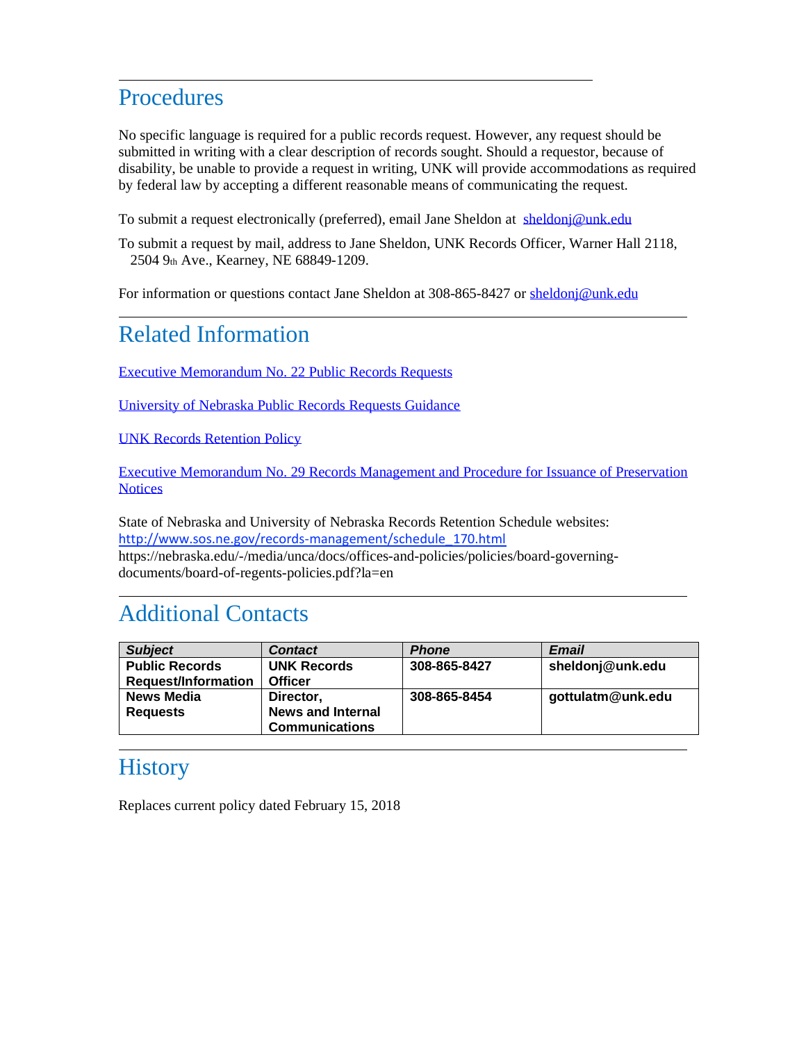## Procedures

No specific language is required for a public records request. However, any request should be submitted in writing with a clear description of records sought. Should a requestor, because of disability, be unable to provide a request in writing, UNK will provide accommodations as required by federal law by accepting a different reasonable means of communicating the request.

To submit a request electronically (preferred), email Jane Sheldon at sheldonj@unk.edu

To submit a request by mail, address to Jane Sheldon, UNK Records Officer, Warner Hall 2118, 2504 9th Ave., Kearney, NE 68849-1209.

For information or questions contact Jane Sheldon at 308-865-8427 or sheldonj@unk.edu

## Related Information

Executive Memorandum No. 22 Public Records Requests

University of Nebraska Public Records Requests Guidance

UNK Records Retention Policy

Executive Memorandum No. 29 Records Management and Procedure for Issuance of Preservation Notices

State of Nebraska and University of Nebraska Records Retention Schedule websites:
http://www.sos.ne.gov/records-management/schedule_170.html
https://nebraska.edu/-/media/unca/docs/offices-and-policies/policies/board-governing-documents/board-of-regents-policies.pdf?la=en

## Additional Contacts

| ***Subject*** | ***Contact*** | ***Phone*** | ***Email*** |
|---|---|---|---|
| **Public Records Request/Information** | **UNK Records Officer** | **308-865-8427** | **sheldonj@unk.edu** |
| **News Media Requests** | **Director, News and Internal Communications** | **308-865-8454** | **gottulatm@unk.edu** |

## History

Replaces current policy dated February 15, 2018